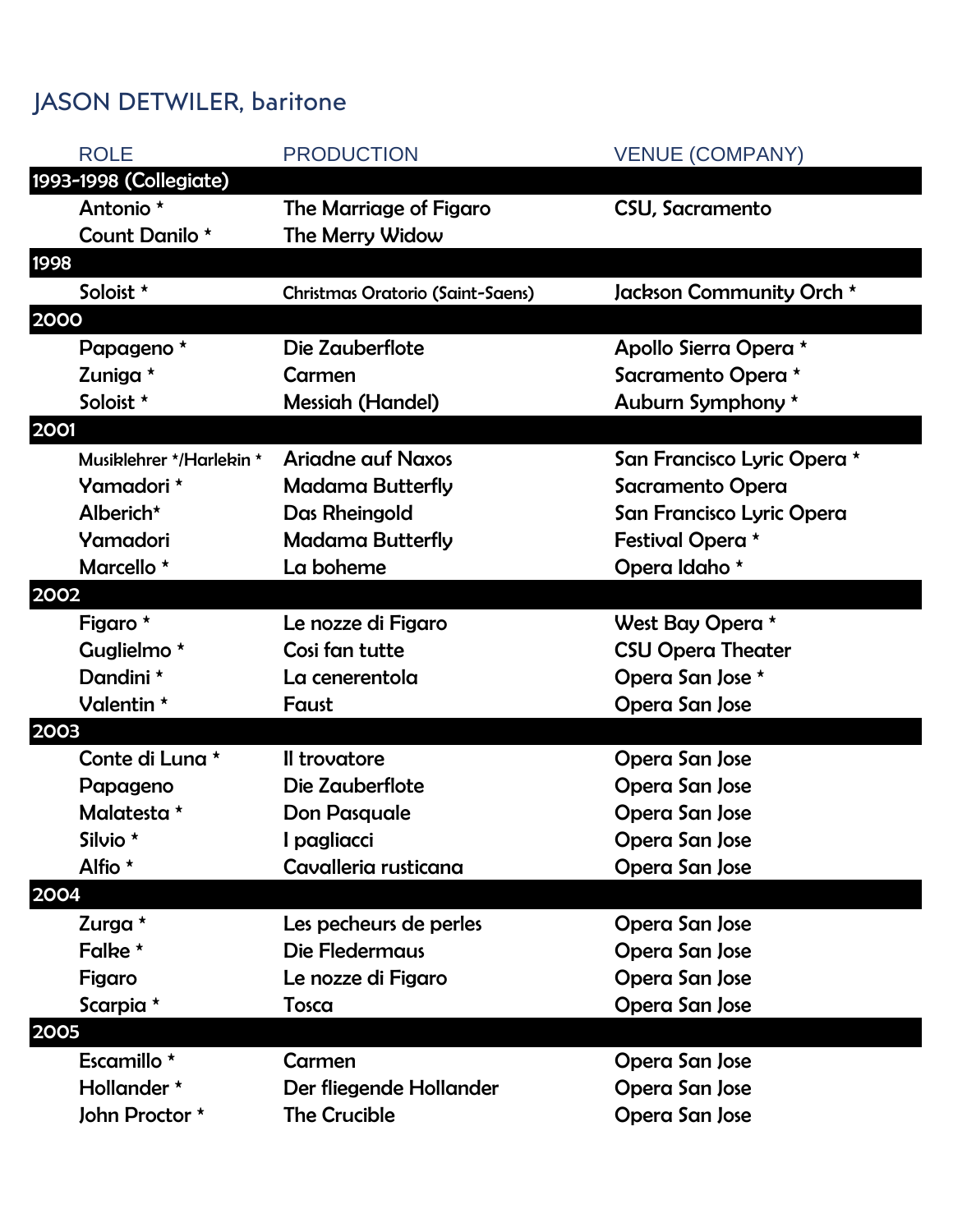# JASON DETWILER, baritone

| ROLE | PRODUCTION | VENUE (COMPANY) |
|---|---|---|
| **1993-1998 (Collegiate)** | | |
| Antonio * | The Marriage of Figaro | CSU, Sacramento |
| Count Danilo * | The Merry Widow | |
| **1998** | | |
| Soloist * | Christmas Oratorio (Saint-Saens) | Jackson Community Orch * |
| **2000** | | |
| Papageno * | Die Zauberflote | Apollo Sierra Opera * |
| Zuniga * | Carmen | Sacramento Opera * |
| Soloist * | Messiah (Handel) | Auburn Symphony * |
| **2001** | | |
| Musiklehrer */Harlekin * | Ariadne auf Naxos | San Francisco Lyric Opera * |
| Yamadori * | Madama Butterfly | Sacramento Opera |
| Alberich* | Das Rheingold | San Francisco Lyric Opera |
| Yamadori | Madama Butterfly | Festival Opera * |
| Marcello * | La boheme | Opera Idaho * |
| **2002** | | |
| Figaro * | Le nozze di Figaro | West Bay Opera * |
| Guglielmo * | Cosi fan tutte | CSU Opera Theater |
| Dandini * | La cenerentola | Opera San Jose * |
| Valentin * | Faust | Opera San Jose |
| **2003** | | |
| Conte di Luna * | Il trovatore | Opera San Jose |
| Papageno | Die Zauberflote | Opera San Jose |
| Malatesta * | Don Pasquale | Opera San Jose |
| Silvio * | I pagliacci | Opera San Jose |
| Alfio * | Cavalleria rusticana | Opera San Jose |
| **2004** | | |
| Zurga * | Les pecheurs de perles | Opera San Jose |
| Falke * | Die Fledermaus | Opera San Jose |
| Figaro | Le nozze di Figaro | Opera San Jose |
| Scarpia * | Tosca | Opera San Jose |
| **2005** | | |
| Escamillo * | Carmen | Opera San Jose |
| Hollander * | Der fliegende Hollander | Opera San Jose |
| John Proctor * | The Crucible | Opera San Jose |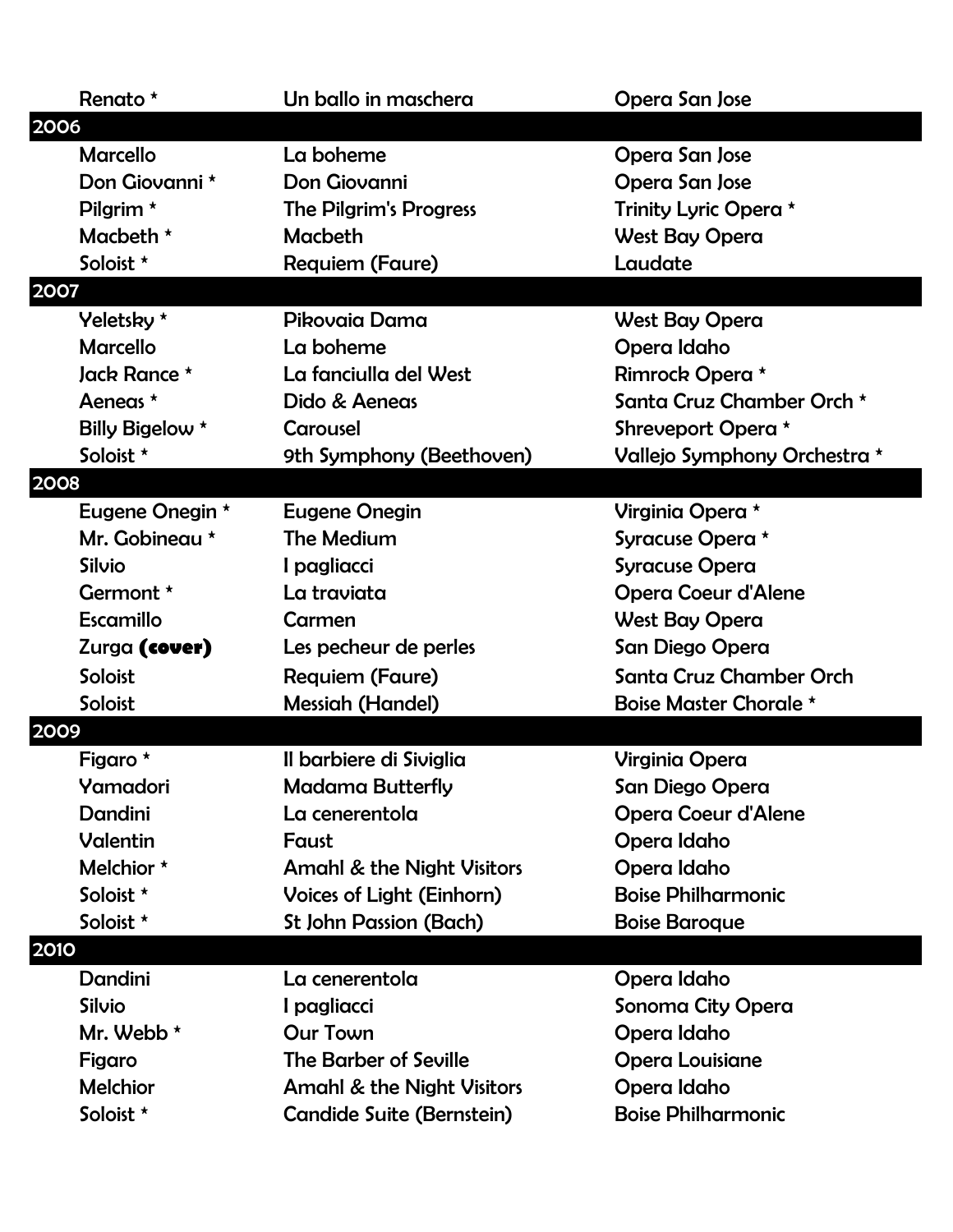| Role | Work | Company |
|---|---|---|
| Renato * | Un ballo in maschera | Opera San Jose |
| **2006** | | |
| Marcello | La boheme | Opera San Jose |
| Don Giovanni * | Don Giovanni | Opera San Jose |
| Pilgrim * | The Pilgrim's Progress | Trinity Lyric Opera * |
| Macbeth * | Macbeth | West Bay Opera |
| Soloist * | Requiem (Faure) | Laudate |
| **2007** | | |
| Yeletsky * | Pikovaia Dama | West Bay Opera |
| Marcello | La boheme | Opera Idaho |
| Jack Rance * | La fanciulla del West | Rimrock Opera * |
| Aeneas * | Dido & Aeneas | Santa Cruz Chamber Orch * |
| Billy Bigelow * | Carousel | Shreveport Opera * |
| Soloist * | 9th Symphony (Beethoven) | Vallejo Symphony Orchestra * |
| **2008** | | |
| Eugene Onegin * | Eugene Onegin | Virginia Opera * |
| Mr. Gobineau * | The Medium | Syracuse Opera * |
| Silvio | I pagliacci | Syracuse Opera |
| Germont * | La traviata | Opera Coeur d'Alene |
| Escamillo | Carmen | West Bay Opera |
| Zurga **(cover)** | Les pecheur de perles | San Diego Opera |
| Soloist | Requiem (Faure) | Santa Cruz Chamber Orch |
| Soloist | Messiah (Handel) | Boise Master Chorale * |
| **2009** | | |
| Figaro * | Il barbiere di Siviglia | Virginia Opera |
| Yamadori | Madama Butterfly | San Diego Opera |
| Dandini | La cenerentola | Opera Coeur d'Alene |
| Valentin | Faust | Opera Idaho |
| Melchior * | Amahl & the Night Visitors | Opera Idaho |
| Soloist * | Voices of Light (Einhorn) | Boise Philharmonic |
| Soloist * | St John Passion (Bach) | Boise Baroque |
| **2010** | | |
| Dandini | La cenerentola | Opera Idaho |
| Silvio | I pagliacci | Sonoma City Opera |
| Mr. Webb * | Our Town | Opera Idaho |
| Figaro | The Barber of Seville | Opera Louisiane |
| Melchior | Amahl & the Night Visitors | Opera Idaho |
| Soloist * | Candide Suite (Bernstein) | Boise Philharmonic |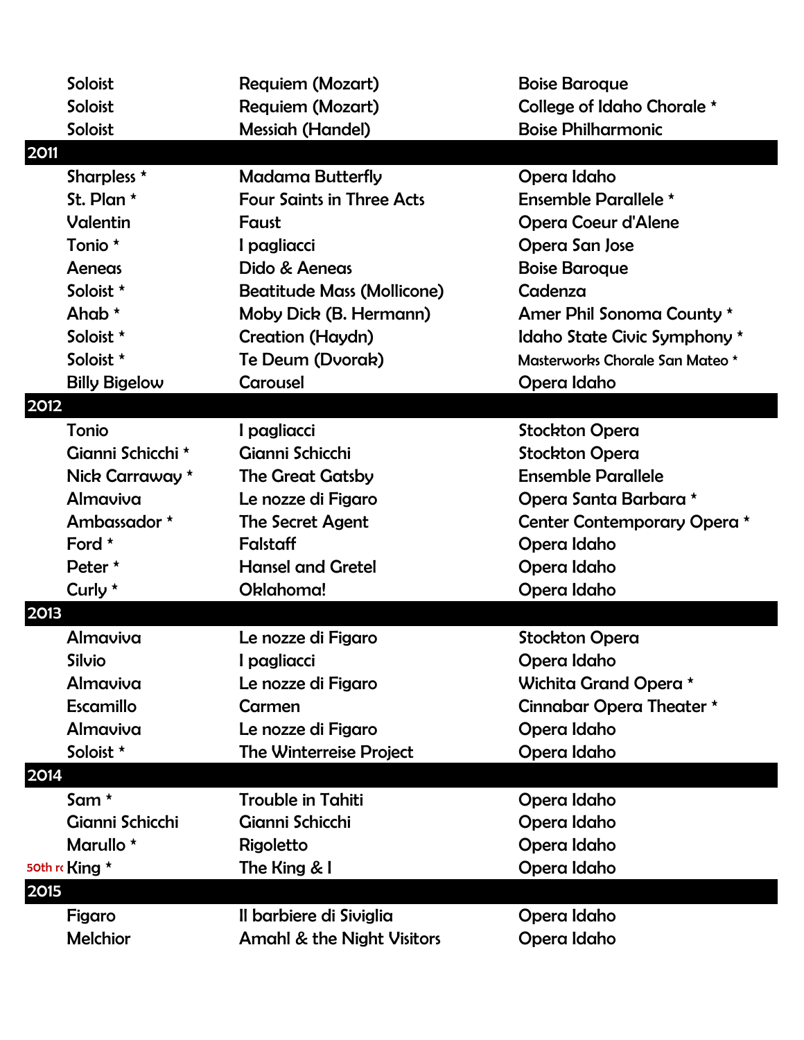| | | |
|---|---|---|
| Soloist | Requiem (Mozart) | Boise Baroque |
| Soloist | Requiem (Mozart) | College of Idaho Chorale * |
| Soloist | Messiah (Handel) | Boise Philharmonic |
| **2011** | | |
| Sharpless * | Madama Butterfly | Opera Idaho |
| St. Plan * | Four Saints in Three Acts | Ensemble Parallele * |
| Valentin | Faust | Opera Coeur d'Alene |
| Tonio * | I pagliacci | Opera San Jose |
| Aeneas | Dido & Aeneas | Boise Baroque |
| Soloist * | Beatitude Mass (Mollicone) | Cadenza |
| Ahab * | Moby Dick (B. Hermann) | Amer Phil Sonoma County * |
| Soloist * | Creation (Haydn) | Idaho State Civic Symphony * |
| Soloist * | Te Deum (Dvorak) | Masterworks Chorale San Mateo * |
| Billy Bigelow | Carousel | Opera Idaho |
| **2012** | | |
| Tonio | I pagliacci | Stockton Opera |
| Gianni Schicchi * | Gianni Schicchi | Stockton Opera |
| Nick Carraway * | The Great Gatsby | Ensemble Parallele |
| Almaviva | Le nozze di Figaro | Opera Santa Barbara * |
| Ambassador * | The Secret Agent | Center Contemporary Opera * |
| Ford * | Falstaff | Opera Idaho |
| Peter * | Hansel and Gretel | Opera Idaho |
| Curly * | Oklahoma! | Opera Idaho |
| **2013** | | |
| Almaviva | Le nozze di Figaro | Stockton Opera |
| Silvio | I pagliacci | Opera Idaho |
| Almaviva | Le nozze di Figaro | Wichita Grand Opera * |
| Escamillo | Carmen | Cinnabar Opera Theater * |
| Almaviva | Le nozze di Figaro | Opera Idaho |
| Soloist * | The Winterreise Project | Opera Idaho |
| **2014** | | |
| Sam * | Trouble in Tahiti | Opera Idaho |
| Gianni Schicchi | Gianni Schicchi | Opera Idaho |
| Marullo * | Rigoletto | Opera Idaho |
| 50th rc King * | The King & I | Opera Idaho |
| **2015** | | |
| Figaro | Il barbiere di Siviglia | Opera Idaho |
| Melchior | Amahl & the Night Visitors | Opera Idaho |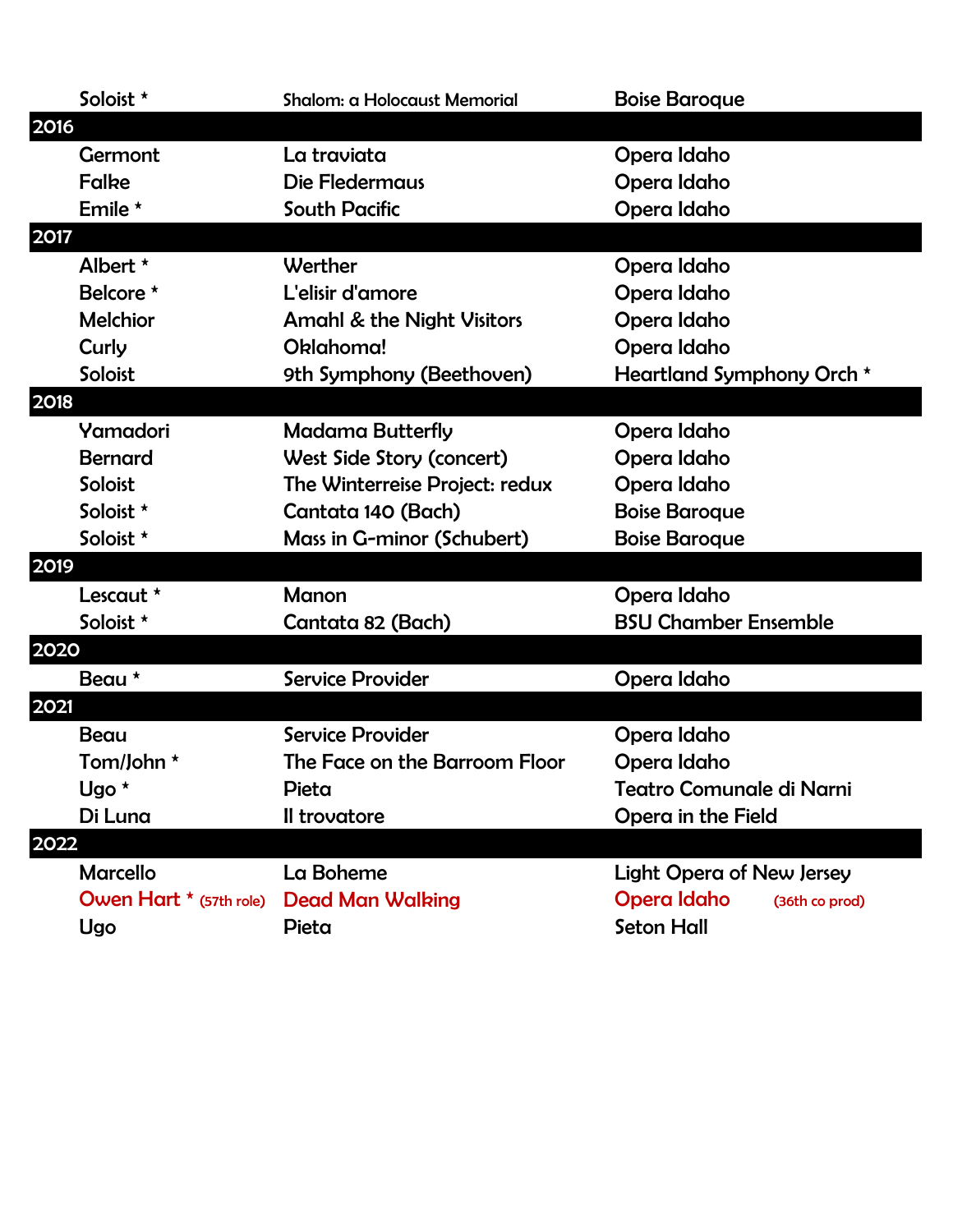| | | | |
|---|---|---|---|
| | Soloist * | Shalom: a Holocaust Memorial | Boise Baroque |
| **2016** | | | |
| | Germont | La traviata | Opera Idaho |
| | Falke | Die Fledermaus | Opera Idaho |
| | Emile * | South Pacific | Opera Idaho |
| **2017** | | | |
| | Albert * | Werther | Opera Idaho |
| | Belcore * | L'elisir d'amore | Opera Idaho |
| | Melchior | Amahl & the Night Visitors | Opera Idaho |
| | Curly | Oklahoma! | Opera Idaho |
| | Soloist | 9th Symphony (Beethoven) | Heartland Symphony Orch * |
| **2018** | | | |
| | Yamadori | Madama Butterfly | Opera Idaho |
| | Bernard | West Side Story (concert) | Opera Idaho |
| | Soloist | The Winterreise Project: redux | Opera Idaho |
| | Soloist * | Cantata 140 (Bach) | Boise Baroque |
| | Soloist * | Mass in G-minor (Schubert) | Boise Baroque |
| **2019** | | | |
| | Lescaut * | Manon | Opera Idaho |
| | Soloist * | Cantata 82 (Bach) | BSU Chamber Ensemble |
| **2020** | | | |
| | Beau * | Service Provider | Opera Idaho |
| **2021** | | | |
| | Beau | Service Provider | Opera Idaho |
| | Tom/John * | The Face on the Barroom Floor | Opera Idaho |
| | Ugo * | Pieta | Teatro Comunale di Narni |
| | Di Luna | Il trovatore | Opera in the Field |
| **2022** | | | |
| | Marcello | La Boheme | Light Opera of New Jersey |
| | Owen Hart * (57th role) | Dead Man Walking | Opera Idaho (36th co prod) |
| | Ugo | Pieta | Seton Hall |